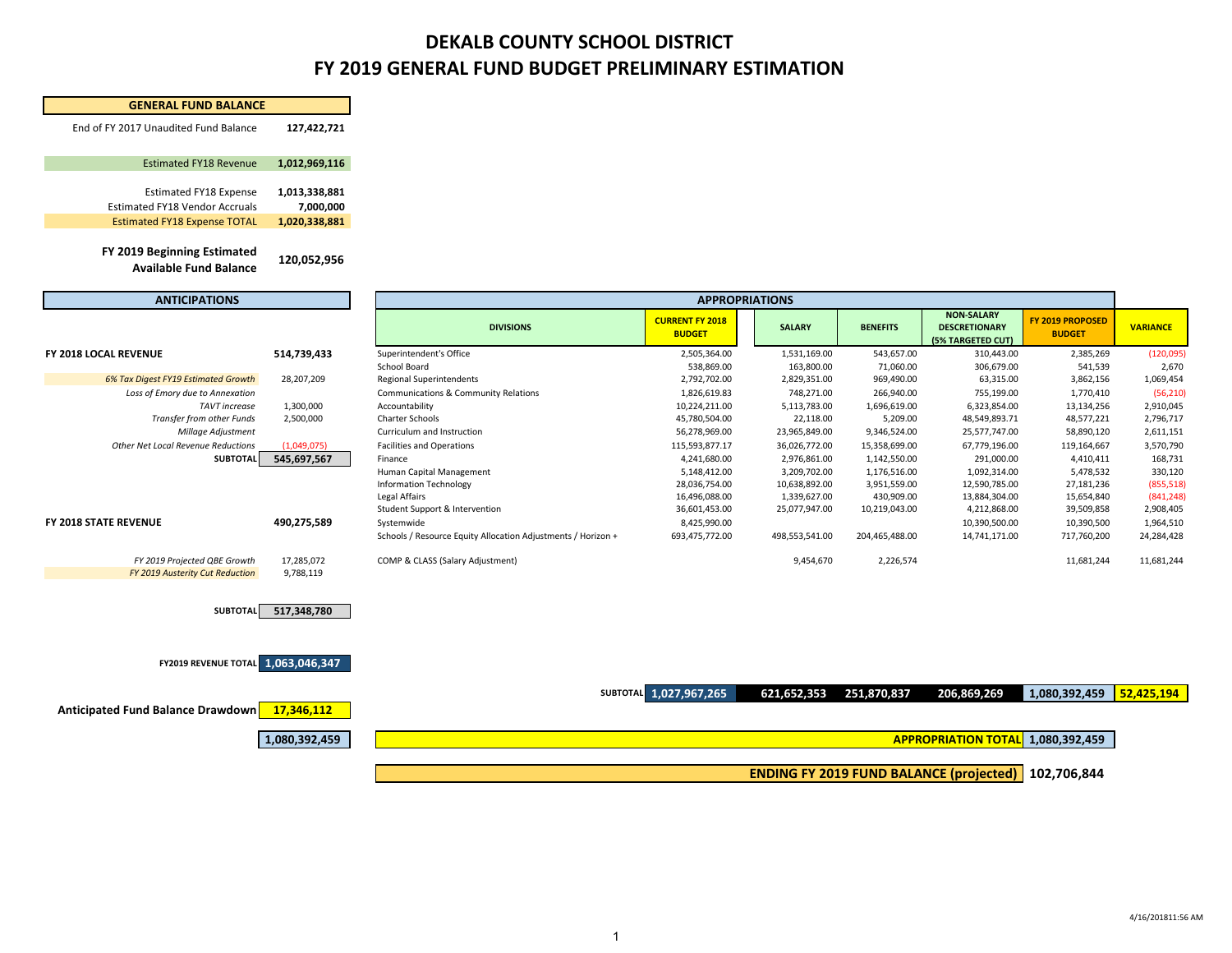# DEKALB COUNTY SCHOOL DISTRICT
# FY 2019 GENERAL FUND BUDGET PRELIMINARY ESTIMATION

## GENERAL FUND BALANCE

| | |
|---|---|
| End of FY 2017 Unaudited Fund Balance | **127,422,721** |
| Estimated FY18 Revenue | **1,012,969,116** |
| Estimated FY18 Expense | **1,013,338,881** |
| Estimated FY18 Vendor Accruals | **7,000,000** |
| Estimated FY18 Expense TOTAL | **1,020,338,881** |
| **FY 2019 Beginning Estimated Available Fund Balance** | **120,052,956** |

## ANTICIPATIONS

| | |
|---|---|
| **FY 2018 LOCAL REVENUE** | **514,739,433** |
| *6% Tax Digest FY19 Estimated Growth* | 28,207,209 |
| *Loss of Emory due to Annexation* | |
| *TAVT increase* | 1,300,000 |
| *Transfer from other Funds* | 2,500,000 |
| *Millage Adjustment* | |
| *Other Net Local Revenue Reductions* | (1,049,075) |
| **SUBTOTAL** | **545,697,567** |
| **FY 2018 STATE REVENUE** | **490,275,589** |
| *FY 2019 Projected QBE Growth* | 17,285,072 |
| *FY 2019 Austerity Cut Reduction* | 9,788,119 |
| **SUBTOTAL** | **517,348,780** |
| **FY2019 REVENUE TOTAL** | **1,063,046,347** |
| **Anticipated Fund Balance Drawdown** | **17,346,112** |
| | **1,080,392,459** |

## APPROPRIATIONS

| DIVISIONS | CURRENT FY 2018 BUDGET | SALARY | BENEFITS | NON-SALARY DESCRETIONARY (5% TARGETED CUT) | FY 2019 PROPOSED BUDGET | VARIANCE |
|---|---|---|---|---|---|---|
| Superintendent's Office | 2,505,364.00 | 1,531,169.00 | 543,657.00 | 310,443.00 | 2,385,269 | (120,095) |
| School Board | 538,869.00 | 163,800.00 | 71,060.00 | 306,679.00 | 541,539 | 2,670 |
| Regional Superintendents | 2,792,702.00 | 2,829,351.00 | 969,490.00 | 63,315.00 | 3,862,156 | 1,069,454 |
| Communications & Community Relations | 1,826,619.83 | 748,271.00 | 266,940.00 | 755,199.00 | 1,770,410 | (56,210) |
| Accountability | 10,224,211.00 | 5,113,783.00 | 1,696,619.00 | 6,323,854.00 | 13,134,256 | 2,910,045 |
| Charter Schools | 45,780,504.00 | 22,118.00 | 5,209.00 | 48,549,893.71 | 48,577,221 | 2,796,717 |
| Curriculum and Instruction | 56,278,969.00 | 23,965,849.00 | 9,346,524.00 | 25,577,747.00 | 58,890,120 | 2,611,151 |
| Facilities and Operations | 115,593,877.17 | 36,026,772.00 | 15,358,699.00 | 67,779,196.00 | 119,164,667 | 3,570,790 |
| Finance | 4,241,680.00 | 2,976,861.00 | 1,142,550.00 | 291,000.00 | 4,410,411 | 168,731 |
| Human Capital Management | 5,148,412.00 | 3,209,702.00 | 1,176,516.00 | 1,092,314.00 | 5,478,532 | 330,120 |
| Information Technology | 28,036,754.00 | 10,638,892.00 | 3,951,559.00 | 12,590,785.00 | 27,181,236 | (855,518) |
| Legal Affairs | 16,496,088.00 | 1,339,627.00 | 430,909.00 | 13,884,304.00 | 15,654,840 | (841,248) |
| Student Support & Intervention | 36,601,453.00 | 25,077,947.00 | 10,219,043.00 | 4,212,868.00 | 39,509,858 | 2,908,405 |
| Systemwide | 8,425,990.00 | | | 10,390,500.00 | 10,390,500 | 1,964,510 |
| Schools / Resource Equity Allocation Adjustments / Horizon + | 693,475,772.00 | 498,553,541.00 | 204,465,488.00 | 14,741,171.00 | 717,760,200 | 24,284,428 |
| COMP & CLASS (Salary Adjustment) | | 9,454,670 | 2,226,574 | | 11,681,244 | 11,681,244 |
| **SUBTOTAL** | **1,027,967,265** | **621,652,353** | **251,870,837** | **206,869,269** | **1,080,392,459** | **52,425,194** |
| **APPROPRIATION TOTAL** | | | | | **1,080,392,459** | |
| **ENDING FY 2019 FUND BALANCE (projected)** | | | | | **102,706,844** | |

4/16/201811:56 AM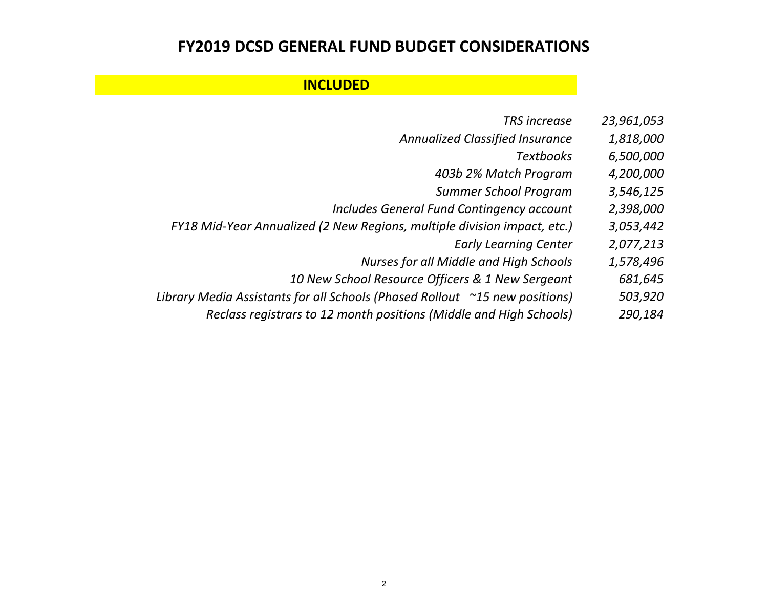# FY2019 DCSD GENERAL FUND BUDGET CONSIDERATIONS

## INCLUDED

| Item | Amount |
|---|---|
| *TRS increase* | *23,961,053* |
| *Annualized Classified Insurance* | *1,818,000* |
| *Textbooks* | *6,500,000* |
| *403b 2% Match Program* | *4,200,000* |
| *Summer School Program* | *3,546,125* |
| *Includes General Fund Contingency account* | *2,398,000* |
| *FY18 Mid-Year Annualized (2 New Regions, multiple division impact, etc.)* | *3,053,442* |
| *Early Learning Center* | *2,077,213* |
| *Nurses for all Middle and High Schools* | *1,578,496* |
| *10 New School Resource Officers & 1 New Sergeant* | *681,645* |
| *Library Media Assistants for all Schools (Phased Rollout ~15 new positions)* | *503,920* |
| *Reclass registrars to 12 month positions (Middle and High Schools)* | *290,184* |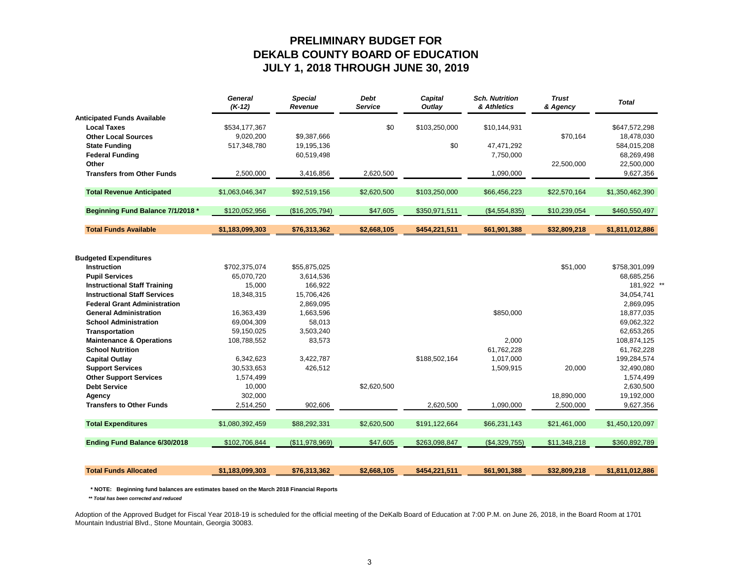# PRELIMINARY BUDGET FOR
# DEKALB COUNTY BOARD OF EDUCATION
# JULY 1, 2018 THROUGH JUNE 30, 2019

| | *General (K-12)* | *Special Revenue* | *Debt Service* | *Capital Outlay* | *Sch. Nutrition & Athletics* | *Trust & Agency* | *Total* |
|---|---|---|---|---|---|---|---|
| **Anticipated Funds Available** | | | | | | | |
| **Local Taxes** | $534,177,367 | | $0 | $103,250,000 | $10,144,931 | | $647,572,298 |
| **Other Local Sources** | 9,020,200 | $9,387,666 | | | | $70,164 | 18,478,030 |
| **State Funding** | 517,348,780 | 19,195,136 | | $0 | 47,471,292 | | 584,015,208 |
| **Federal Funding** | | 60,519,498 | | | 7,750,000 | | 68,269,498 |
| **Other** | | | | | | 22,500,000 | 22,500,000 |
| **Transfers from Other Funds** | 2,500,000 | 3,416,856 | 2,620,500 | | 1,090,000 | | 9,627,356 |
| **Total Revenue Anticipated** | $1,063,046,347 | $92,519,156 | $2,620,500 | $103,250,000 | $66,456,223 | $22,570,164 | $1,350,462,390 |
| **Beginning Fund Balance 7/1/2018 *** | $120,052,956 | ($16,205,794) | $47,605 | $350,971,511 | ($4,554,835) | $10,239,054 | $460,550,497 |
| **Total Funds Available** | **$1,183,099,303** | **$76,313,362** | **$2,668,105** | **$454,221,511** | **$61,901,388** | **$32,809,218** | **$1,811,012,886** |
| **Budgeted Expenditures** | | | | | | | |
| **Instruction** | $702,375,074 | $55,875,025 | | | | $51,000 | $758,301,099 |
| **Pupil Services** | 65,070,720 | 3,614,536 | | | | | 68,685,256 |
| **Instructional Staff Training** | 15,000 | 166,922 | | | | | 181,922 ** |
| **Instructional Staff Services** | 18,348,315 | 15,706,426 | | | | | 34,054,741 |
| **Federal Grant Administration** | | 2,869,095 | | | | | 2,869,095 |
| **General Administration** | 16,363,439 | 1,663,596 | | | $850,000 | | 18,877,035 |
| **School Administration** | 69,004,309 | 58,013 | | | | | 69,062,322 |
| **Transportation** | 59,150,025 | 3,503,240 | | | | | 62,653,265 |
| **Maintenance & Operations** | 108,788,552 | 83,573 | | | 2,000 | | 108,874,125 |
| **School Nutrition** | | | | | 61,762,228 | | 61,762,228 |
| **Capital Outlay** | 6,342,623 | 3,422,787 | | $188,502,164 | 1,017,000 | | 199,284,574 |
| **Support Services** | 30,533,653 | 426,512 | | | 1,509,915 | 20,000 | 32,490,080 |
| **Other Support Services** | 1,574,499 | | | | | | 1,574,499 |
| **Debt Service** | 10,000 | | $2,620,500 | | | | 2,630,500 |
| **Agency** | 302,000 | | | | | 18,890,000 | 19,192,000 |
| **Transfers to Other Funds** | 2,514,250 | 902,606 | | 2,620,500 | 1,090,000 | 2,500,000 | 9,627,356 |
| **Total Expenditures** | $1,080,392,459 | $88,292,331 | $2,620,500 | $191,122,664 | $66,231,143 | $21,461,000 | $1,450,120,097 |
| **Ending Fund Balance 6/30/2018** | $102,706,844 | ($11,978,969) | $47,605 | $263,098,847 | ($4,329,755) | $11,348,218 | $360,892,789 |
| **Total Funds Allocated** | **$1,183,099,303** | **$76,313,362** | **$2,668,105** | **$454,221,511** | **$61,901,388** | **$32,809,218** | **$1,811,012,886** |

**\* NOTE: Beginning fund balances are estimates based on the March 2018 Financial Reports**

***\*\* Total has been corrected and reduced***

Adoption of the Approved Budget for Fiscal Year 2018-19 is scheduled for the official meeting of the DeKalb Board of Education at 7:00 P.M. on June 26, 2018, in the Board Room at 1701 Mountain Industrial Blvd., Stone Mountain, Georgia 30083.